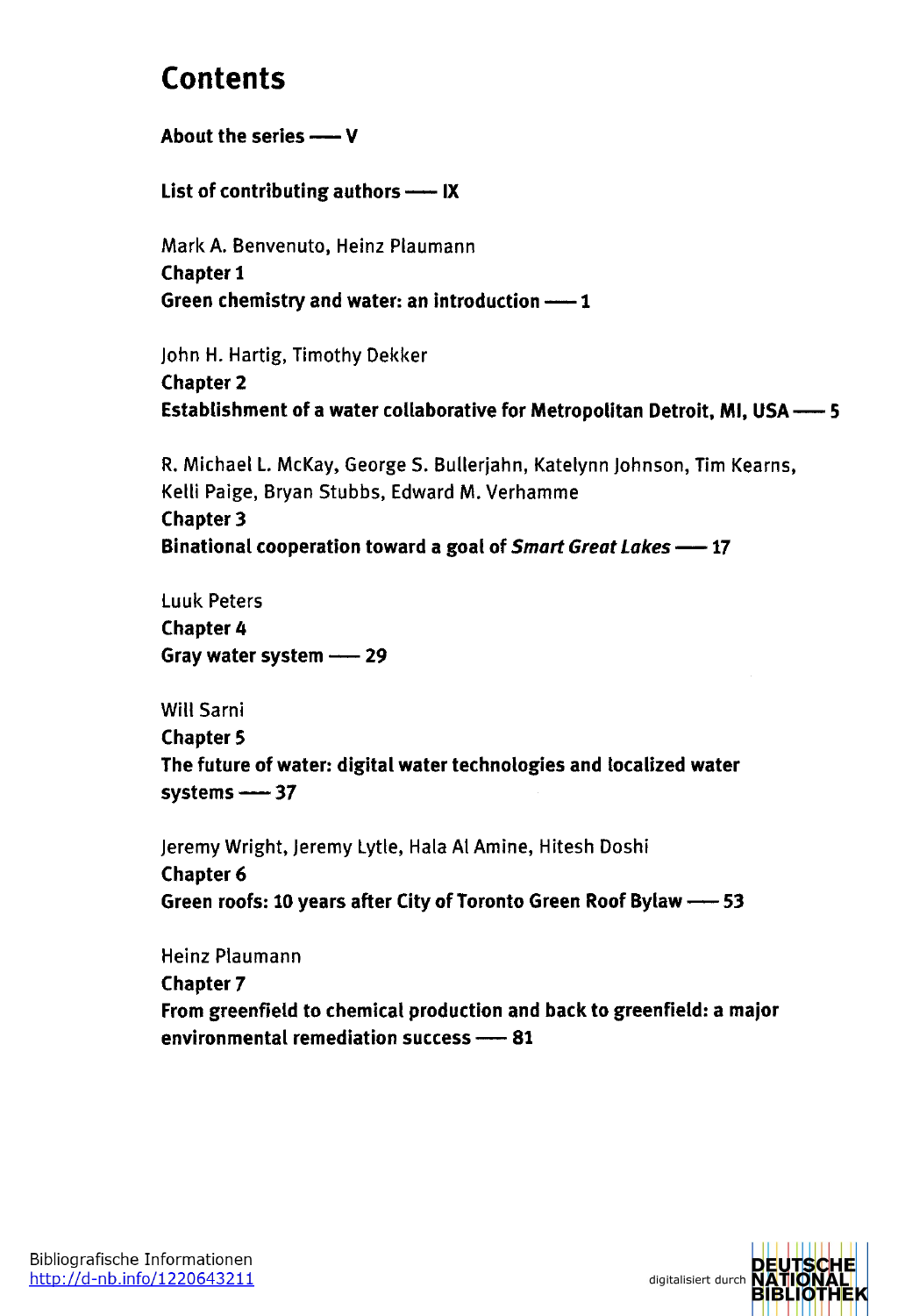# Contents

**About the series —— V**

**List of contributing authors —— IX**

Mark A. Benvenuto, Heinz Plaumann
**Chapter 1**
**Green chemistry and water: an introduction —— 1**

John H. Hartig, Timothy Dekker
**Chapter 2**
**Establishment of a water collaborative for Metropolitan Detroit, MI, USA —— 5**

R. Michael L. McKay, George S. Bullerjahn, Katelynn Johnson, Tim Kearns, Kelli Paige, Bryan Stubbs, Edward M. Verhamme
**Chapter 3**
**Binational cooperation toward a goal of *Smart Great Lakes* —— 17**

Luuk Peters
**Chapter 4**
**Gray water system —— 29**

Will Sarni
**Chapter 5**
**The future of water: digital water technologies and localized water systems —— 37**

Jeremy Wright, Jeremy Lytle, Hala Al Amine, Hitesh Doshi
**Chapter 6**
**Green roofs: 10 years after City of Toronto Green Roof Bylaw —— 53**

Heinz Plaumann
**Chapter 7**
**From greenfield to chemical production and back to greenfield: a major environmental remediation success —— 81**

Bibliografische Informationen
http://d-nb.info/1220643211

digitalisiert durch DEUTSCHE NATIONAL BIBLIOTHEK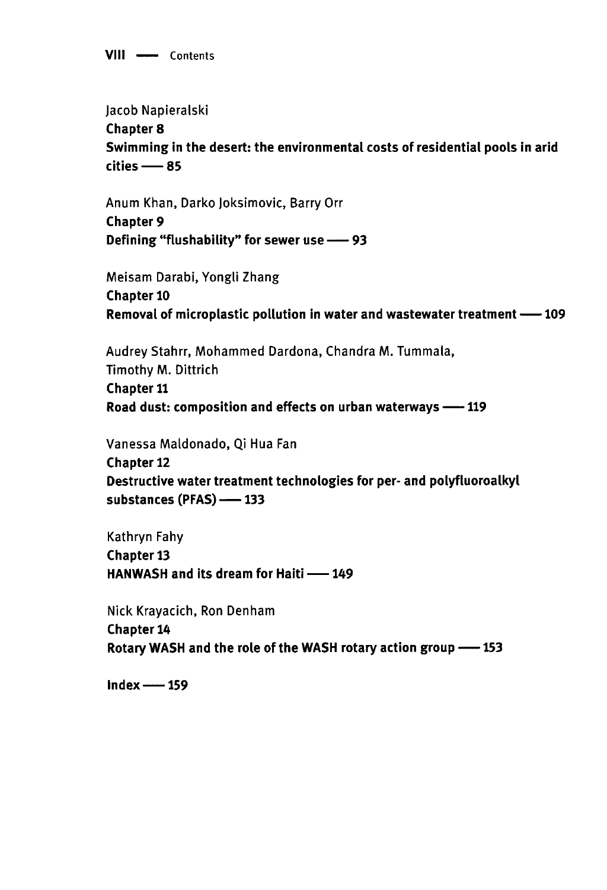Jacob Napieralski

**Chapter 8**

**Swimming in the desert: the environmental costs of residential pools in arid cities —— 85**

Anum Khan, Darko Joksimovic, Barry Orr

**Chapter 9**

**Defining "flushability" for sewer use —— 93**

Meisam Darabi, Yongli Zhang

**Chapter 10**

**Removal of microplastic pollution in water and wastewater treatment —— 109**

Audrey Stahrr, Mohammed Dardona, Chandra M. Tummala,
Timothy M. Dittrich

**Chapter 11**

**Road dust: composition and effects on urban waterways —— 119**

Vanessa Maldonado, Qi Hua Fan

**Chapter 12**

**Destructive water treatment technologies for per- and polyfluoroalkyl substances (PFAS) —— 133**

Kathryn Fahy

**Chapter 13**

**HANWASH and its dream for Haiti —— 149**

Nick Krayacich, Ron Denham

**Chapter 14**

**Rotary WASH and the role of the WASH rotary action group —— 153**

**Index —— 159**